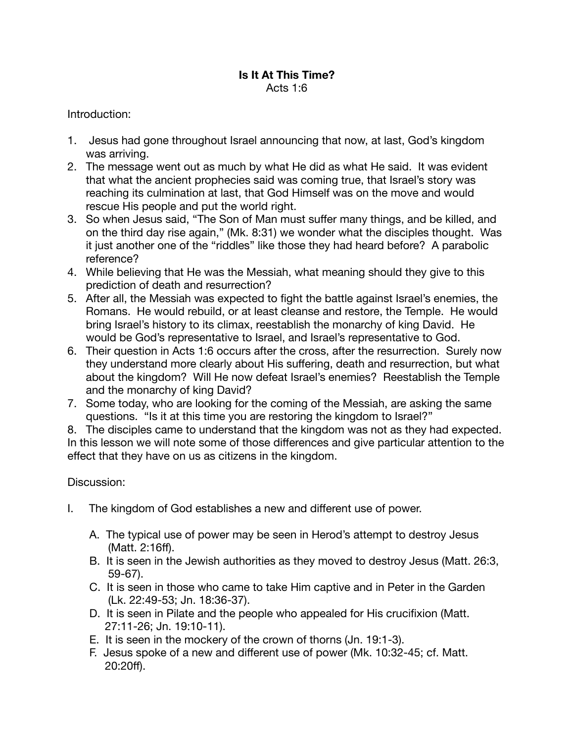**Is It At This Time?**
Acts 1:6

Introduction:

1. Jesus had gone throughout Israel announcing that now, at last, God's kingdom was arriving.
2. The message went out as much by what He did as what He said. It was evident that what the ancient prophecies said was coming true, that Israel's story was reaching its culmination at last, that God Himself was on the move and would rescue His people and put the world right.
3. So when Jesus said, "The Son of Man must suffer many things, and be killed, and on the third day rise again," (Mk. 8:31) we wonder what the disciples thought. Was it just another one of the "riddles" like those they had heard before? A parabolic reference?
4. While believing that He was the Messiah, what meaning should they give to this prediction of death and resurrection?
5. After all, the Messiah was expected to fight the battle against Israel's enemies, the Romans. He would rebuild, or at least cleanse and restore, the Temple. He would bring Israel's history to its climax, reestablish the monarchy of king David. He would be God's representative to Israel, and Israel's representative to God.
6. Their question in Acts 1:6 occurs after the cross, after the resurrection. Surely now they understand more clearly about His suffering, death and resurrection, but what about the kingdom? Will He now defeat Israel's enemies? Reestablish the Temple and the monarchy of king David?
7. Some today, who are looking for the coming of the Messiah, are asking the same questions. "Is it at this time you are restoring the kingdom to Israel?"
8. The disciples came to understand that the kingdom was not as they had expected. In this lesson we will note some of those differences and give particular attention to the effect that they have on us as citizens in the kingdom.

Discussion:

I. The kingdom of God establishes a new and different use of power.

   A. The typical use of power may be seen in Herod's attempt to destroy Jesus (Matt. 2:16ff).
   B. It is seen in the Jewish authorities as they moved to destroy Jesus (Matt. 26:3, 59-67).
   C. It is seen in those who came to take Him captive and in Peter in the Garden (Lk. 22:49-53; Jn. 18:36-37).
   D. It is seen in Pilate and the people who appealed for His crucifixion (Matt. 27:11-26; Jn. 19:10-11).
   E. It is seen in the mockery of the crown of thorns (Jn. 19:1-3).
   F. Jesus spoke of a new and different use of power (Mk. 10:32-45; cf. Matt. 20:20ff).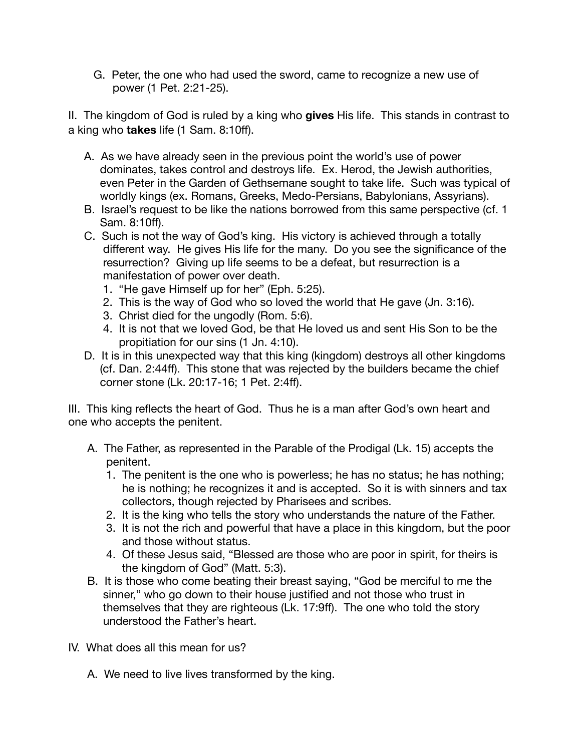G. Peter, the one who had used the sword, came to recognize a new use of power (1 Pet. 2:21-25).

II. The kingdom of God is ruled by a king who **gives** His life. This stands in contrast to a king who **takes** life (1 Sam. 8:10ff).

A. As we have already seen in the previous point the world's use of power dominates, takes control and destroys life. Ex. Herod, the Jewish authorities, even Peter in the Garden of Gethsemane sought to take life. Such was typical of worldly kings (ex. Romans, Greeks, Medo-Persians, Babylonians, Assyrians).

B. Israel's request to be like the nations borrowed from this same perspective (cf. 1 Sam. 8:10ff).

C. Such is not the way of God's king. His victory is achieved through a totally different way. He gives His life for the many. Do you see the significance of the resurrection? Giving up life seems to be a defeat, but resurrection is a manifestation of power over death.

1. "He gave Himself up for her" (Eph. 5:25).
2. This is the way of God who so loved the world that He gave (Jn. 3:16).
3. Christ died for the ungodly (Rom. 5:6).
4. It is not that we loved God, be that He loved us and sent His Son to be the propitiation for our sins (1 Jn. 4:10).

D. It is in this unexpected way that this king (kingdom) destroys all other kingdoms (cf. Dan. 2:44ff). This stone that was rejected by the builders became the chief corner stone (Lk. 20:17-16; 1 Pet. 2:4ff).

III. This king reflects the heart of God. Thus he is a man after God's own heart and one who accepts the penitent.

A. The Father, as represented in the Parable of the Prodigal (Lk. 15) accepts the penitent.

1. The penitent is the one who is powerless; he has no status; he has nothing; he is nothing; he recognizes it and is accepted. So it is with sinners and tax collectors, though rejected by Pharisees and scribes.
2. It is the king who tells the story who understands the nature of the Father.
3. It is not the rich and powerful that have a place in this kingdom, but the poor and those without status.
4. Of these Jesus said, "Blessed are those who are poor in spirit, for theirs is the kingdom of God" (Matt. 5:3).

B. It is those who come beating their breast saying, "God be merciful to me the sinner," who go down to their house justified and not those who trust in themselves that they are righteous (Lk. 17:9ff). The one who told the story understood the Father's heart.

IV. What does all this mean for us?

A. We need to live lives transformed by the king.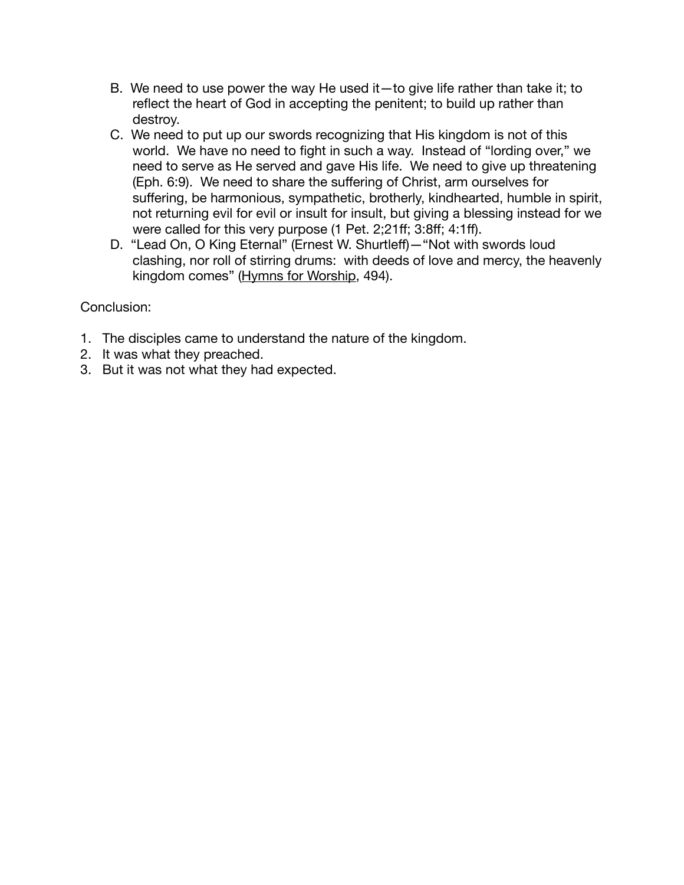B. We need to use power the way He used it—to give life rather than take it; to reflect the heart of God in accepting the penitent; to build up rather than destroy.

C. We need to put up our swords recognizing that His kingdom is not of this world. We have no need to fight in such a way. Instead of "lording over," we need to serve as He served and gave His life. We need to give up threatening (Eph. 6:9). We need to share the suffering of Christ, arm ourselves for suffering, be harmonious, sympathetic, brotherly, kindhearted, humble in spirit, not returning evil for evil or insult for insult, but giving a blessing instead for we were called for this very purpose (1 Pet. 2;21ff; 3:8ff; 4:1ff).

D. "Lead On, O King Eternal" (Ernest W. Shurtleff)—"Not with swords loud clashing, nor roll of stirring drums: with deeds of love and mercy, the heavenly kingdom comes" (<u>Hymns for Worship</u>, 494).

Conclusion:

1. The disciples came to understand the nature of the kingdom.
2. It was what they preached.
3. But it was not what they had expected.